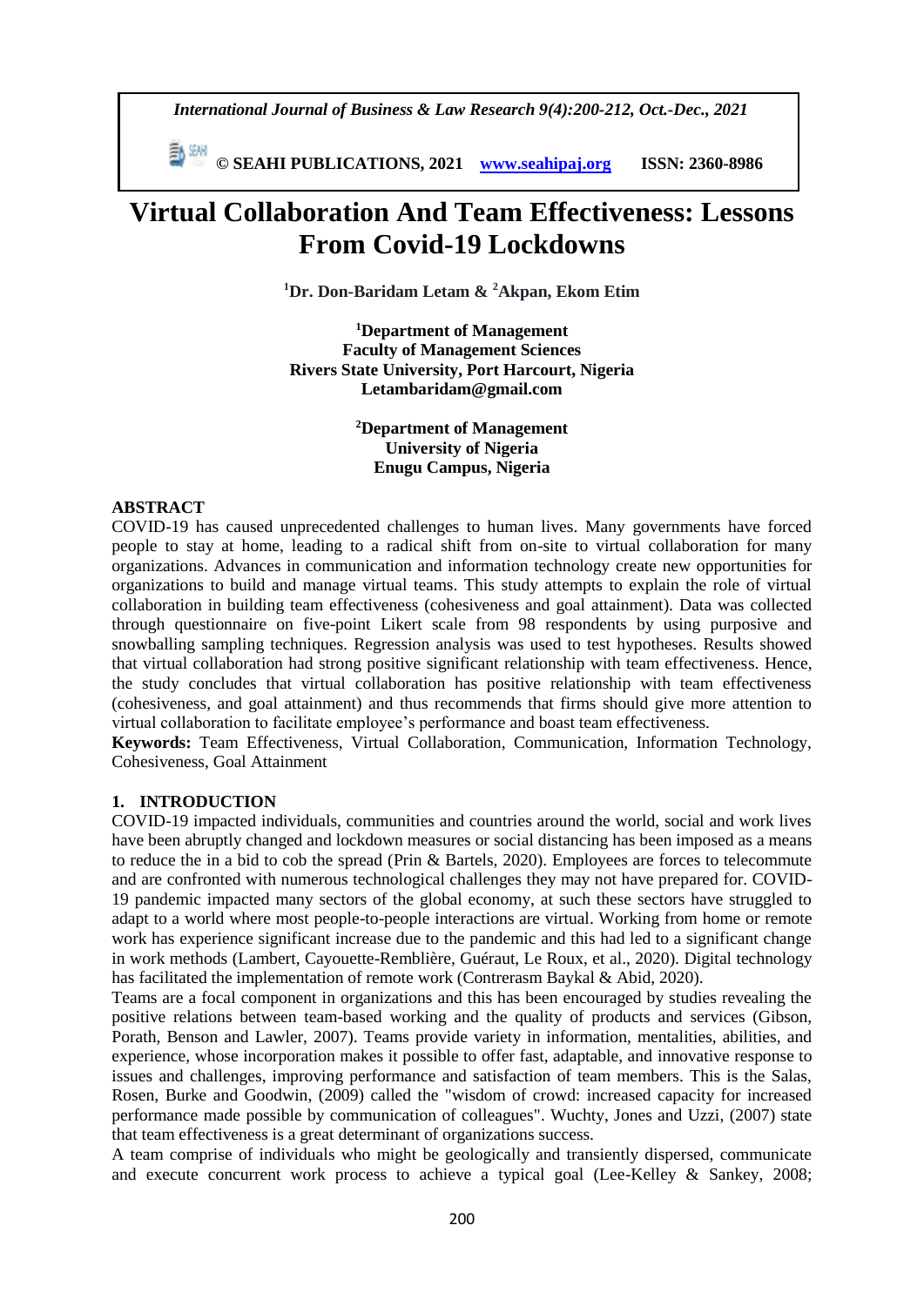# Virtual Collaboration And Team Effectiveness: Lessons From Covid-19 Lockdowns

**[1]Dr. Don-Baridam Letam & [2]Akpan, Ekom Etim**

**[1]Department of Management**
**Faculty of Management Sciences**
**Rivers State University, Port Harcourt, Nigeria**
**Letambaridam@gmail.com**

**[2]Department of Management**
**University of Nigeria**
**Enugu Campus, Nigeria**

## ABSTRACT

COVID-19 has caused unprecedented challenges to human lives. Many governments have forced people to stay at home, leading to a radical shift from on-site to virtual collaboration for many organizations. Advances in communication and information technology create new opportunities for organizations to build and manage virtual teams. This study attempts to explain the role of virtual collaboration in building team effectiveness (cohesiveness and goal attainment). Data was collected through questionnaire on five-point Likert scale from 98 respondents by using purposive and snowballing sampling techniques. Regression analysis was used to test hypotheses. Results showed that virtual collaboration had strong positive significant relationship with team effectiveness. Hence, the study concludes that virtual collaboration has positive relationship with team effectiveness (cohesiveness, and goal attainment) and thus recommends that firms should give more attention to virtual collaboration to facilitate employee's performance and boast team effectiveness.

**Keywords:** Team Effectiveness, Virtual Collaboration, Communication, Information Technology, Cohesiveness, Goal Attainment

## 1. INTRODUCTION

COVID-19 impacted individuals, communities and countries around the world, social and work lives have been abruptly changed and lockdown measures or social distancing has been imposed as a means to reduce the in a bid to cob the spread (Prin & Bartels, 2020). Employees are forces to telecommute and are confronted with numerous technological challenges they may not have prepared for. COVID-19 pandemic impacted many sectors of the global economy, at such these sectors have struggled to adapt to a world where most people-to-people interactions are virtual. Working from home or remote work has experience significant increase due to the pandemic and this had led to a significant change in work methods (Lambert, Cayouette-Remblière, Guéraut, Le Roux, et al., 2020). Digital technology has facilitated the implementation of remote work (Contrerasm Baykal & Abid, 2020).

Teams are a focal component in organizations and this has been encouraged by studies revealing the positive relations between team-based working and the quality of products and services (Gibson, Porath, Benson and Lawler, 2007). Teams provide variety in information, mentalities, abilities, and experience, whose incorporation makes it possible to offer fast, adaptable, and innovative response to issues and challenges, improving performance and satisfaction of team members. This is the Salas, Rosen, Burke and Goodwin, (2009) called the "wisdom of crowd: increased capacity for increased performance made possible by communication of colleagues". Wuchty, Jones and Uzzi, (2007) state that team effectiveness is a great determinant of organizations success.

A team comprise of individuals who might be geologically and transiently dispersed, communicate and execute concurrent work process to achieve a typical goal (Lee-Kelley & Sankey, 2008;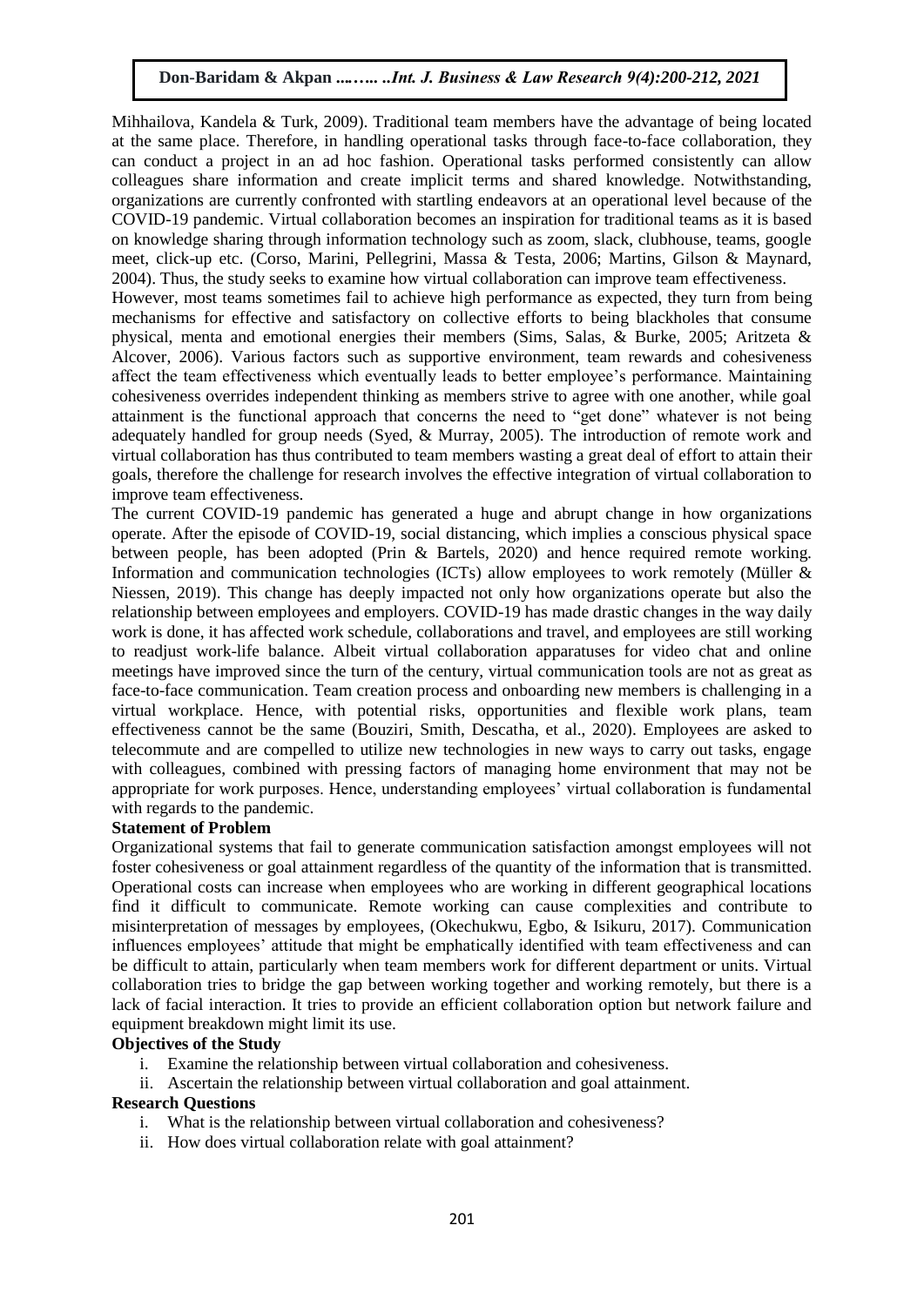Mihhailova, Kandela & Turk, 2009). Traditional team members have the advantage of being located at the same place. Therefore, in handling operational tasks through face-to-face collaboration, they can conduct a project in an ad hoc fashion. Operational tasks performed consistently can allow colleagues share information and create implicit terms and shared knowledge. Notwithstanding, organizations are currently confronted with startling endeavors at an operational level because of the COVID-19 pandemic. Virtual collaboration becomes an inspiration for traditional teams as it is based on knowledge sharing through information technology such as zoom, slack, clubhouse, teams, google meet, click-up etc. (Corso, Marini, Pellegrini, Massa & Testa, 2006; Martins, Gilson & Maynard, 2004). Thus, the study seeks to examine how virtual collaboration can improve team effectiveness.

However, most teams sometimes fail to achieve high performance as expected, they turn from being mechanisms for effective and satisfactory on collective efforts to being blackholes that consume physical, menta and emotional energies their members (Sims, Salas, & Burke, 2005; Aritzeta & Alcover, 2006). Various factors such as supportive environment, team rewards and cohesiveness affect the team effectiveness which eventually leads to better employee's performance. Maintaining cohesiveness overrides independent thinking as members strive to agree with one another, while goal attainment is the functional approach that concerns the need to "get done" whatever is not being adequately handled for group needs (Syed, & Murray, 2005). The introduction of remote work and virtual collaboration has thus contributed to team members wasting a great deal of effort to attain their goals, therefore the challenge for research involves the effective integration of virtual collaboration to improve team effectiveness.

The current COVID-19 pandemic has generated a huge and abrupt change in how organizations operate. After the episode of COVID-19, social distancing, which implies a conscious physical space between people, has been adopted (Prin & Bartels, 2020) and hence required remote working. Information and communication technologies (ICTs) allow employees to work remotely (Müller & Niessen, 2019). This change has deeply impacted not only how organizations operate but also the relationship between employees and employers. COVID-19 has made drastic changes in the way daily work is done, it has affected work schedule, collaborations and travel, and employees are still working to readjust work-life balance. Albeit virtual collaboration apparatuses for video chat and online meetings have improved since the turn of the century, virtual communication tools are not as great as face-to-face communication. Team creation process and onboarding new members is challenging in a virtual workplace. Hence, with potential risks, opportunities and flexible work plans, team effectiveness cannot be the same (Bouziri, Smith, Descatha, et al., 2020). Employees are asked to telecommute and are compelled to utilize new technologies in new ways to carry out tasks, engage with colleagues, combined with pressing factors of managing home environment that may not be appropriate for work purposes. Hence, understanding employees' virtual collaboration is fundamental with regards to the pandemic.

**Statement of Problem**

Organizational systems that fail to generate communication satisfaction amongst employees will not foster cohesiveness or goal attainment regardless of the quantity of the information that is transmitted. Operational costs can increase when employees who are working in different geographical locations find it difficult to communicate. Remote working can cause complexities and contribute to misinterpretation of messages by employees, (Okechukwu, Egbo, & Isikuru, 2017). Communication influences employees' attitude that might be emphatically identified with team effectiveness and can be difficult to attain, particularly when team members work for different department or units. Virtual collaboration tries to bridge the gap between working together and working remotely, but there is a lack of facial interaction. It tries to provide an efficient collaboration option but network failure and equipment breakdown might limit its use.

**Objectives of the Study**

i. Examine the relationship between virtual collaboration and cohesiveness.
ii. Ascertain the relationship between virtual collaboration and goal attainment.

**Research Questions**

i. What is the relationship between virtual collaboration and cohesiveness?
ii. How does virtual collaboration relate with goal attainment?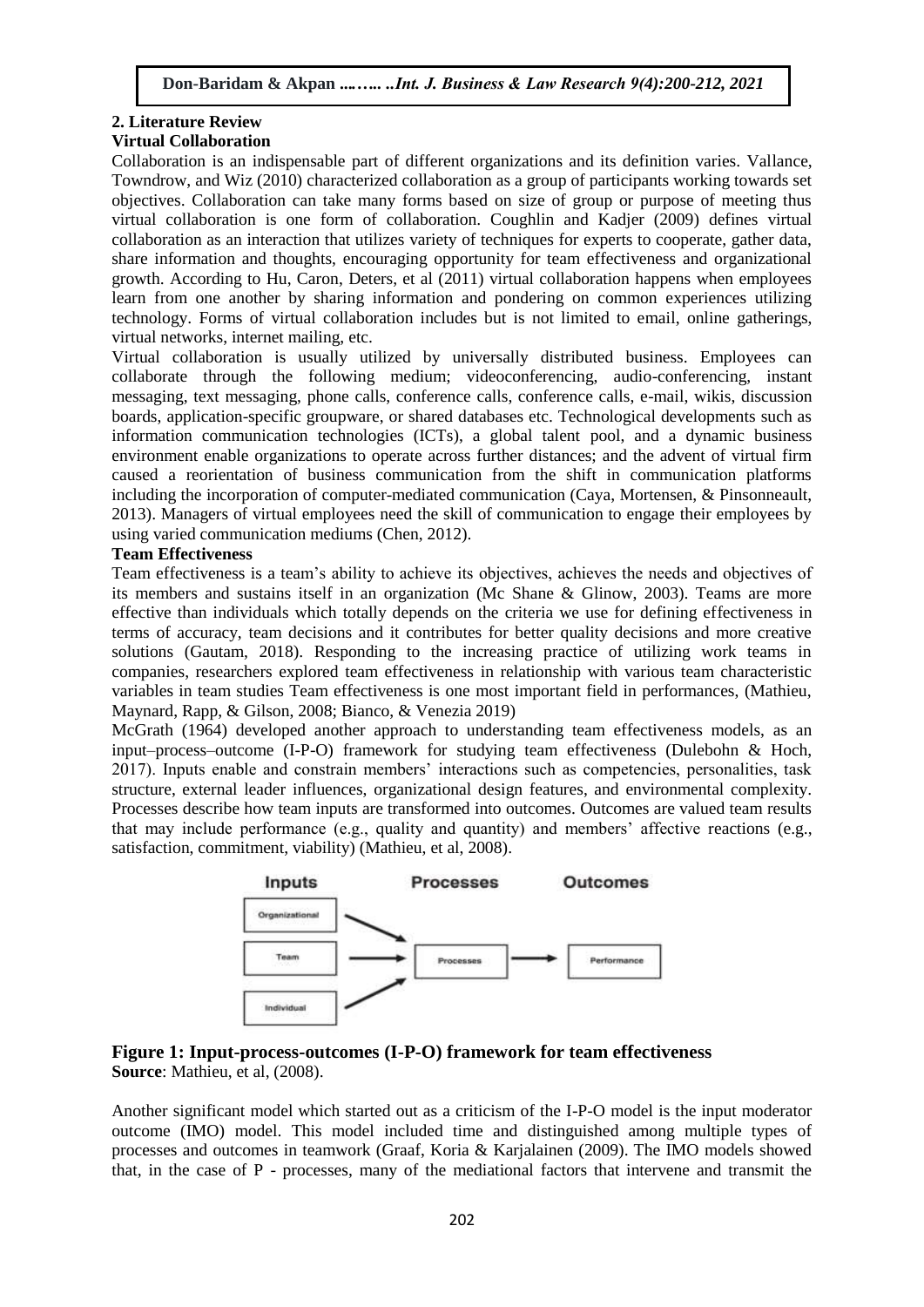## 2. Literature Review

### Virtual Collaboration

Collaboration is an indispensable part of different organizations and its definition varies. Vallance, Towndrow, and Wiz (2010) characterized collaboration as a group of participants working towards set objectives. Collaboration can take many forms based on size of group or purpose of meeting thus virtual collaboration is one form of collaboration. Coughlin and Kadjer (2009) defines virtual collaboration as an interaction that utilizes variety of techniques for experts to cooperate, gather data, share information and thoughts, encouraging opportunity for team effectiveness and organizational growth. According to Hu, Caron, Deters, et al (2011) virtual collaboration happens when employees learn from one another by sharing information and pondering on common experiences utilizing technology. Forms of virtual collaboration includes but is not limited to email, online gatherings, virtual networks, internet mailing, etc.

Virtual collaboration is usually utilized by universally distributed business. Employees can collaborate through the following medium; videoconferencing, audio-conferencing, instant messaging, text messaging, phone calls, conference calls, conference calls, e-mail, wikis, discussion boards, application-specific groupware, or shared databases etc. Technological developments such as information communication technologies (ICTs), a global talent pool, and a dynamic business environment enable organizations to operate across further distances; and the advent of virtual firm caused a reorientation of business communication from the shift in communication platforms including the incorporation of computer-mediated communication (Caya, Mortensen, & Pinsonneault, 2013). Managers of virtual employees need the skill of communication to engage their employees by using varied communication mediums (Chen, 2012).

### Team Effectiveness

Team effectiveness is a team's ability to achieve its objectives, achieves the needs and objectives of its members and sustains itself in an organization (Mc Shane & Glinow, 2003). Teams are more effective than individuals which totally depends on the criteria we use for defining effectiveness in terms of accuracy, team decisions and it contributes for better quality decisions and more creative solutions (Gautam, 2018). Responding to the increasing practice of utilizing work teams in companies, researchers explored team effectiveness in relationship with various team characteristic variables in team studies Team effectiveness is one most important field in performances, (Mathieu, Maynard, Rapp, & Gilson, 2008; Bianco, & Venezia 2019)

McGrath (1964) developed another approach to understanding team effectiveness models, as an input–process–outcome (I-P-O) framework for studying team effectiveness (Dulebohn & Hoch, 2017). Inputs enable and constrain members' interactions such as competencies, personalities, task structure, external leader influences, organizational design features, and environmental complexity. Processes describe how team inputs are transformed into outcomes. Outcomes are valued team results that may include performance (e.g., quality and quantity) and members' affective reactions (e.g., satisfaction, commitment, viability) (Mathieu, et al, 2008).

**Figure 1: Input-process-outcomes (I-P-O) framework for team effectiveness**
**Source**: Mathieu, et al, (2008).

Another significant model which started out as a criticism of the I-P-O model is the input moderator outcome (IMO) model. This model included time and distinguished among multiple types of processes and outcomes in teamwork (Graaf, Koria & Karjalainen (2009). The IMO models showed that, in the case of P - processes, many of the mediational factors that intervene and transmit the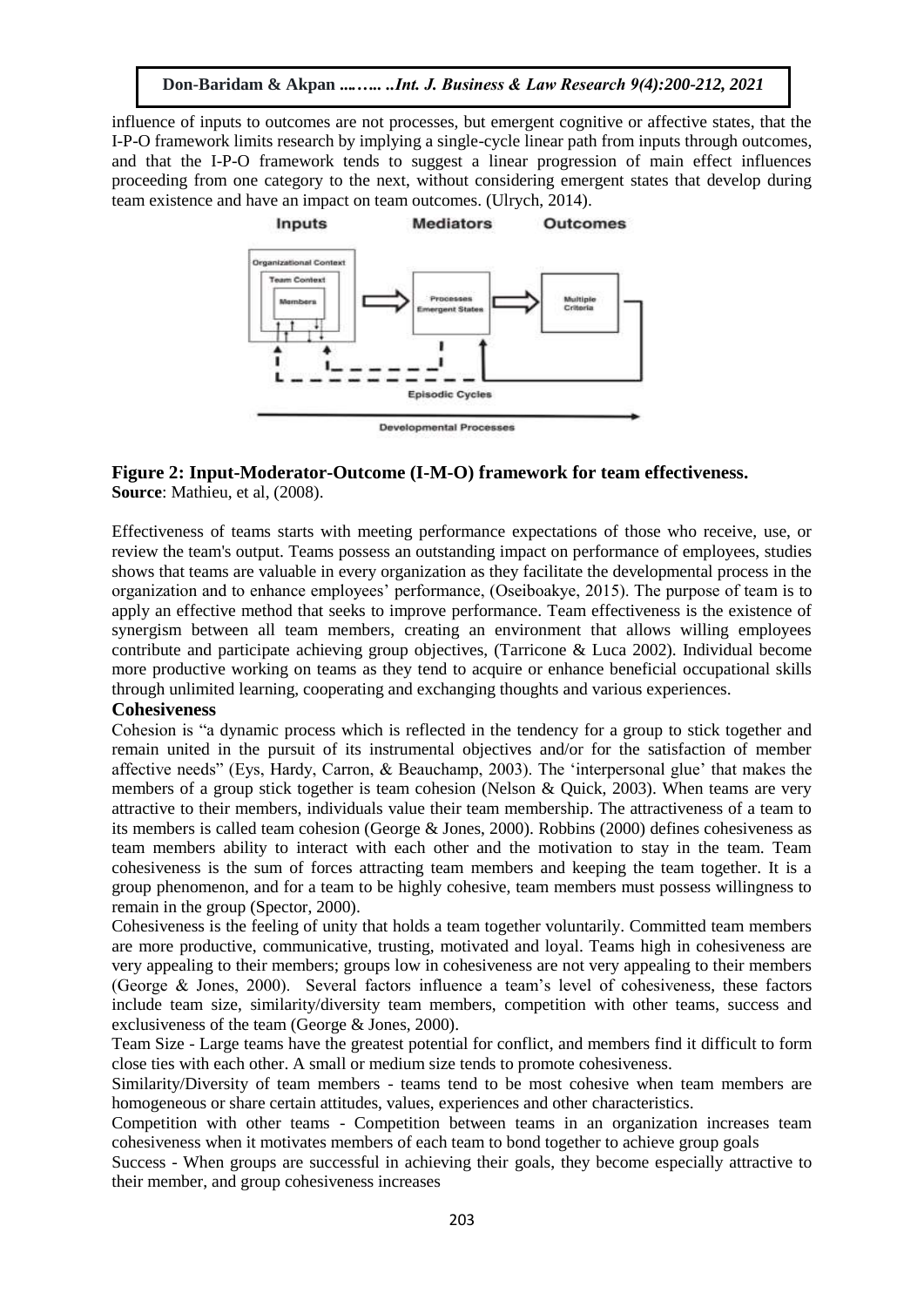influence of inputs to outcomes are not processes, but emergent cognitive or affective states, that the I-P-O framework limits research by implying a single-cycle linear path from inputs through outcomes, and that the I-P-O framework tends to suggest a linear progression of main effect influences proceeding from one category to the next, without considering emergent states that develop during team existence and have an impact on team outcomes. (Ulrych, 2014).

**Figure 2: Input-Moderator-Outcome (I-M-O) framework for team effectiveness.**
**Source**: Mathieu, et al, (2008).

Effectiveness of teams starts with meeting performance expectations of those who receive, use, or review the team's output. Teams possess an outstanding impact on performance of employees, studies shows that teams are valuable in every organization as they facilitate the developmental process in the organization and to enhance employees' performance, (Oseiboakye, 2015). The purpose of team is to apply an effective method that seeks to improve performance. Team effectiveness is the existence of synergism between all team members, creating an environment that allows willing employees contribute and participate achieving group objectives, (Tarricone & Luca 2002). Individual become more productive working on teams as they tend to acquire or enhance beneficial occupational skills through unlimited learning, cooperating and exchanging thoughts and various experiences.

### Cohesiveness

Cohesion is "a dynamic process which is reflected in the tendency for a group to stick together and remain united in the pursuit of its instrumental objectives and/or for the satisfaction of member affective needs" (Eys, Hardy, Carron, & Beauchamp, 2003). The 'interpersonal glue' that makes the members of a group stick together is team cohesion (Nelson & Quick, 2003). When teams are very attractive to their members, individuals value their team membership. The attractiveness of a team to its members is called team cohesion (George & Jones, 2000). Robbins (2000) defines cohesiveness as team members ability to interact with each other and the motivation to stay in the team. Team cohesiveness is the sum of forces attracting team members and keeping the team together. It is a group phenomenon, and for a team to be highly cohesive, team members must possess willingness to remain in the group (Spector, 2000).

Cohesiveness is the feeling of unity that holds a team together voluntarily. Committed team members are more productive, communicative, trusting, motivated and loyal. Teams high in cohesiveness are very appealing to their members; groups low in cohesiveness are not very appealing to their members (George & Jones, 2000). Several factors influence a team's level of cohesiveness, these factors include team size, similarity/diversity team members, competition with other teams, success and exclusiveness of the team (George & Jones, 2000).

Team Size - Large teams have the greatest potential for conflict, and members find it difficult to form close ties with each other. A small or medium size tends to promote cohesiveness.

Similarity/Diversity of team members - teams tend to be most cohesive when team members are homogeneous or share certain attitudes, values, experiences and other characteristics.

Competition with other teams - Competition between teams in an organization increases team cohesiveness when it motivates members of each team to bond together to achieve group goals

Success - When groups are successful in achieving their goals, they become especially attractive to their member, and group cohesiveness increases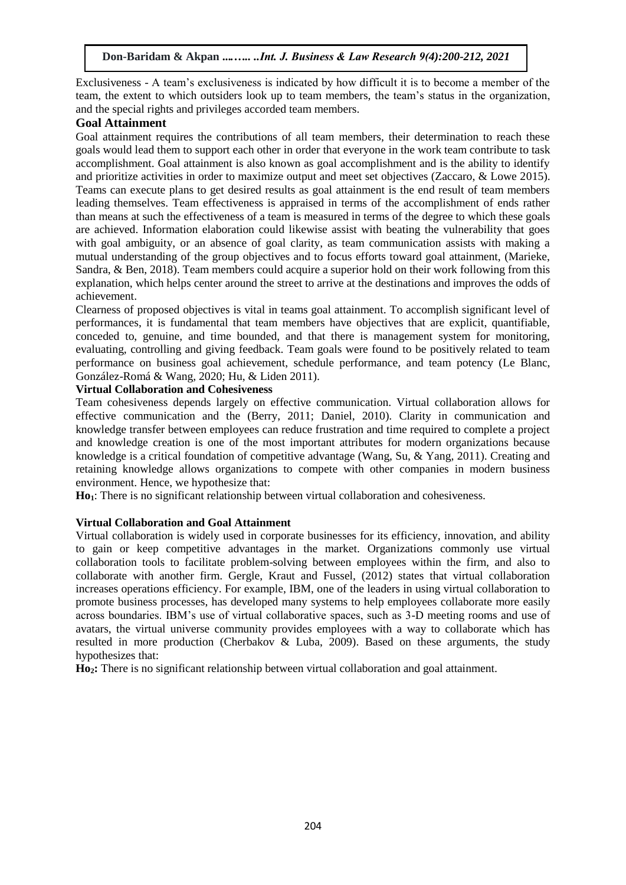Exclusiveness - A team's exclusiveness is indicated by how difficult it is to become a member of the team, the extent to which outsiders look up to team members, the team's status in the organization, and the special rights and privileges accorded team members.

## Goal Attainment

Goal attainment requires the contributions of all team members, their determination to reach these goals would lead them to support each other in order that everyone in the work team contribute to task accomplishment. Goal attainment is also known as goal accomplishment and is the ability to identify and prioritize activities in order to maximize output and meet set objectives (Zaccaro, & Lowe 2015). Teams can execute plans to get desired results as goal attainment is the end result of team members leading themselves. Team effectiveness is appraised in terms of the accomplishment of ends rather than means at such the effectiveness of a team is measured in terms of the degree to which these goals are achieved. Information elaboration could likewise assist with beating the vulnerability that goes with goal ambiguity, or an absence of goal clarity, as team communication assists with making a mutual understanding of the group objectives and to focus efforts toward goal attainment, (Marieke, Sandra, & Ben, 2018). Team members could acquire a superior hold on their work following from this explanation, which helps center around the street to arrive at the destinations and improves the odds of achievement.

Clearness of proposed objectives is vital in teams goal attainment. To accomplish significant level of performances, it is fundamental that team members have objectives that are explicit, quantifiable, conceded to, genuine, and time bounded, and that there is management system for monitoring, evaluating, controlling and giving feedback. Team goals were found to be positively related to team performance on business goal achievement, schedule performance, and team potency (Le Blanc, González-Romá & Wang, 2020; Hu, & Liden 2011).

### Virtual Collaboration and Cohesiveness

Team cohesiveness depends largely on effective communication. Virtual collaboration allows for effective communication and the (Berry, 2011; Daniel, 2010). Clarity in communication and knowledge transfer between employees can reduce frustration and time required to complete a project and knowledge creation is one of the most important attributes for modern organizations because knowledge is a critical foundation of competitive advantage (Wang, Su, & Yang, 2011). Creating and retaining knowledge allows organizations to compete with other companies in modern business environment. Hence, we hypothesize that:

**$Ho_1$**: There is no significant relationship between virtual collaboration and cohesiveness.

### Virtual Collaboration and Goal Attainment

Virtual collaboration is widely used in corporate businesses for its efficiency, innovation, and ability to gain or keep competitive advantages in the market. Organizations commonly use virtual collaboration tools to facilitate problem-solving between employees within the firm, and also to collaborate with another firm. Gergle, Kraut and Fussel, (2012) states that virtual collaboration increases operations efficiency. For example, IBM, one of the leaders in using virtual collaboration to promote business processes, has developed many systems to help employees collaborate more easily across boundaries. IBM's use of virtual collaborative spaces, such as 3-D meeting rooms and use of avatars, the virtual universe community provides employees with a way to collaborate which has resulted in more production (Cherbakov & Luba, 2009). Based on these arguments, the study hypothesizes that:

**$Ho_2$:** There is no significant relationship between virtual collaboration and goal attainment.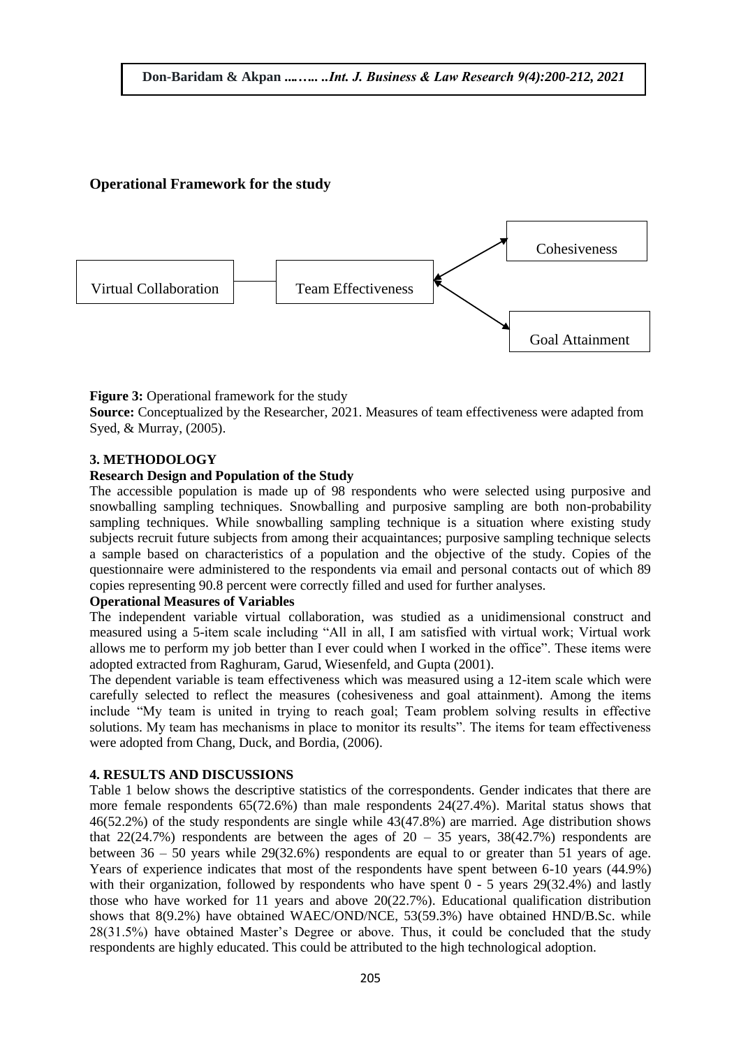**Operational Framework for the study**

Virtual Collaboration — Team Effectiveness — Cohesiveness, Goal Attainment

**Figure 3:** Operational framework for the study

**Source:** Conceptualized by the Researcher, 2021. Measures of team effectiveness were adapted from Syed, & Murray, (2005).

## 3. METHODOLOGY

### Research Design and Population of the Study

The accessible population is made up of 98 respondents who were selected using purposive and snowballing sampling techniques. Snowballing and purposive sampling are both non-probability sampling techniques. While snowballing sampling technique is a situation where existing study subjects recruit future subjects from among their acquaintances; purposive sampling technique selects a sample based on characteristics of a population and the objective of the study. Copies of the questionnaire were administered to the respondents via email and personal contacts out of which 89 copies representing 90.8 percent were correctly filled and used for further analyses.

### Operational Measures of Variables

The independent variable virtual collaboration, was studied as a unidimensional construct and measured using a 5-item scale including "All in all, I am satisfied with virtual work; Virtual work allows me to perform my job better than I ever could when I worked in the office". These items were adopted extracted from Raghuram, Garud, Wiesenfeld, and Gupta (2001).

The dependent variable is team effectiveness which was measured using a 12-item scale which were carefully selected to reflect the measures (cohesiveness and goal attainment). Among the items include "My team is united in trying to reach goal; Team problem solving results in effective solutions. My team has mechanisms in place to monitor its results". The items for team effectiveness were adopted from Chang, Duck, and Bordia, (2006).

## 4. RESULTS AND DISCUSSIONS

Table 1 below shows the descriptive statistics of the correspondents. Gender indicates that there are more female respondents 65(72.6%) than male respondents 24(27.4%). Marital status shows that 46(52.2%) of the study respondents are single while 43(47.8%) are married. Age distribution shows that 22(24.7%) respondents are between the ages of 20 – 35 years, 38(42.7%) respondents are between 36 – 50 years while 29(32.6%) respondents are equal to or greater than 51 years of age. Years of experience indicates that most of the respondents have spent between 6-10 years (44.9%) with their organization, followed by respondents who have spent 0 - 5 years 29(32.4%) and lastly those who have worked for 11 years and above 20(22.7%). Educational qualification distribution shows that 8(9.2%) have obtained WAEC/OND/NCE, 53(59.3%) have obtained HND/B.Sc. while 28(31.5%) have obtained Master's Degree or above. Thus, it could be concluded that the study respondents are highly educated. This could be attributed to the high technological adoption.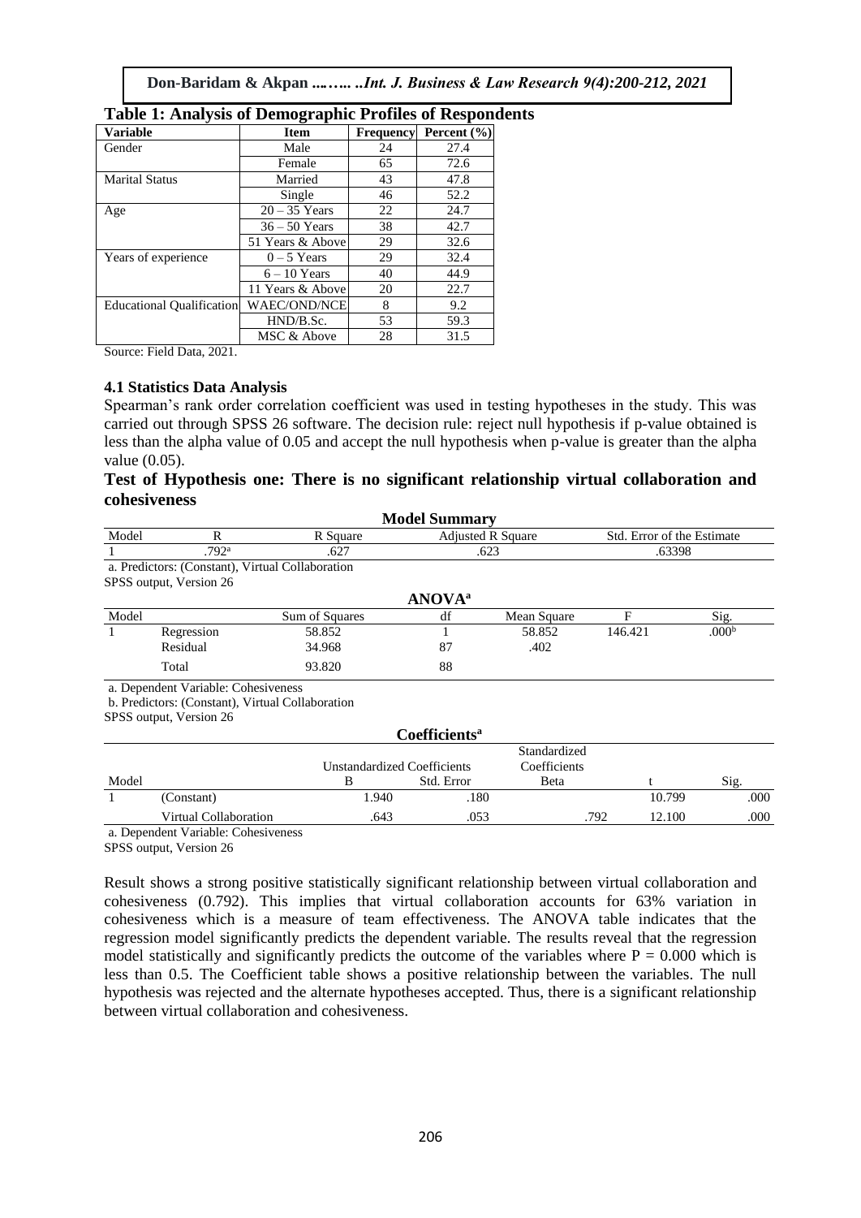**Table 1: Analysis of Demographic Profiles of Respondents**

| Variable | Item | Frequency | Percent (%) |
|---|---|---|---|
| Gender | Male | 24 | 27.4 |
| | Female | 65 | 72.6 |
| Marital Status | Married | 43 | 47.8 |
| | Single | 46 | 52.2 |
| Age | 20 – 35 Years | 22 | 24.7 |
| | 36 – 50 Years | 38 | 42.7 |
| | 51 Years & Above | 29 | 32.6 |
| Years of experience | 0 – 5 Years | 29 | 32.4 |
| | 6 – 10 Years | 40 | 44.9 |
| | 11 Years & Above | 20 | 22.7 |
| Educational Qualification | WAEC/OND/NCE | 8 | 9.2 |
| | HND/B.Sc. | 53 | 59.3 |
| | MSC & Above | 28 | 31.5 |

Source: Field Data, 2021.

### 4.1 Statistics Data Analysis

Spearman's rank order correlation coefficient was used in testing hypotheses in the study. This was carried out through SPSS 26 software. The decision rule: reject null hypothesis if p-value obtained is less than the alpha value of 0.05 and accept the null hypothesis when p-value is greater than the alpha value (0.05).

**Test of Hypothesis one: There is no significant relationship virtual collaboration and cohesiveness**

**Model Summary**

| Model | R | R Square | Adjusted R Square | Std. Error of the Estimate |
|---|---|---|---|---|
| 1 | .792[a] | .627 | .623 | .63398 |

a. Predictors: (Constant), Virtual Collaboration

SPSS output, Version 26

**ANOVA[a]**

| Model | | Sum of Squares | df | Mean Square | F | Sig. |
|---|---|---|---|---|---|---|
| 1 | Regression | 58.852 | 1 | 58.852 | 146.421 | .000[b] |
| | Residual | 34.968 | 87 | .402 | | |
| | Total | 93.820 | 88 | | | |

a. Dependent Variable: Cohesiveness

b. Predictors: (Constant), Virtual Collaboration

SPSS output, Version 26

**Coefficients[a]**

| Model | | Unstandardized Coefficients | | Standardized Coefficients | | |
|---|---|---|---|---|---|---|
| | | B | Std. Error | Beta | t | Sig. |
| 1 | (Constant) | 1.940 | .180 | | 10.799 | .000 |
| | Virtual Collaboration | .643 | .053 | .792 | 12.100 | .000 |

a. Dependent Variable: Cohesiveness

SPSS output, Version 26

Result shows a strong positive statistically significant relationship between virtual collaboration and cohesiveness (0.792). This implies that virtual collaboration accounts for 63% variation in cohesiveness which is a measure of team effectiveness. The ANOVA table indicates that the regression model significantly predicts the dependent variable. The results reveal that the regression model statistically and significantly predicts the outcome of the variables where P = 0.000 which is less than 0.5. The Coefficient table shows a positive relationship between the variables. The null hypothesis was rejected and the alternate hypotheses accepted. Thus, there is a significant relationship between virtual collaboration and cohesiveness.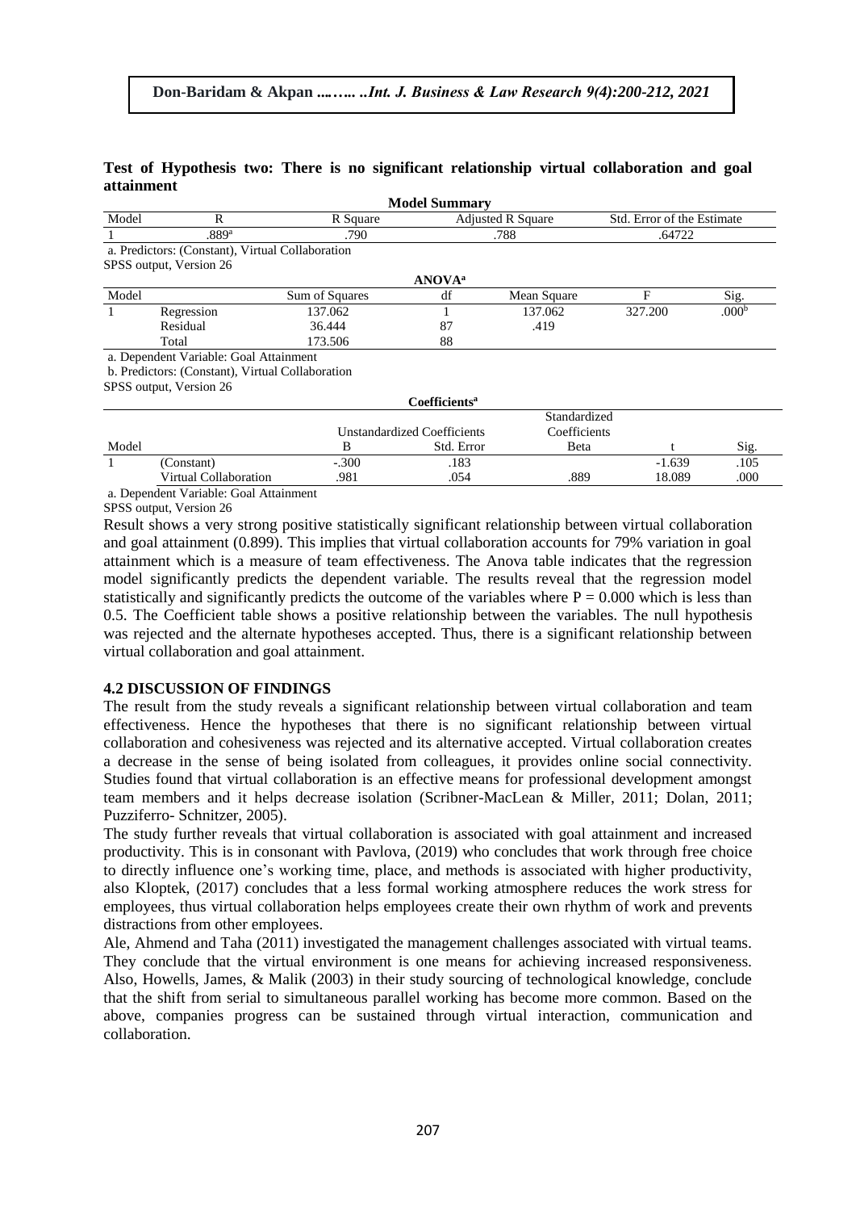**Test of Hypothesis two: There is no significant relationship virtual collaboration and goal attainment**

**Model Summary**

| Model | R | R Square | Adjusted R Square | Std. Error of the Estimate |
|---|---|---|---|---|
| 1 | .889[a] | .790 | .788 | .64722 |

a. Predictors: (Constant), Virtual Collaboration

SPSS output, Version 26

**ANOVA[a]**

| Model | | Sum of Squares | df | Mean Square | F | Sig. |
|---|---|---|---|---|---|---|
| 1 | Regression | 137.062 | 1 | 137.062 | 327.200 | .000[b] |
| | Residual | 36.444 | 87 | .419 | | |
| | Total | 173.506 | 88 | | | |

a. Dependent Variable: Goal Attainment

b. Predictors: (Constant), Virtual Collaboration

SPSS output, Version 26

**Coefficients[a]**

| Model | | Unstandardized Coefficients | | Standardized Coefficients | t | Sig. |
|---|---|---|---|---|---|---|
| | | B | Std. Error | Beta | | |
| 1 | (Constant) | -.300 | .183 | | -1.639 | .105 |
| | Virtual Collaboration | .981 | .054 | .889 | 18.089 | .000 |

a. Dependent Variable: Goal Attainment

SPSS output, Version 26

Result shows a very strong positive statistically significant relationship between virtual collaboration and goal attainment (0.899). This implies that virtual collaboration accounts for 79% variation in goal attainment which is a measure of team effectiveness. The Anova table indicates that the regression model significantly predicts the dependent variable. The results reveal that the regression model statistically and significantly predicts the outcome of the variables where $P = 0.000$ which is less than 0.5. The Coefficient table shows a positive relationship between the variables. The null hypothesis was rejected and the alternate hypotheses accepted. Thus, there is a significant relationship between virtual collaboration and goal attainment.

## 4.2 DISCUSSION OF FINDINGS

The result from the study reveals a significant relationship between virtual collaboration and team effectiveness. Hence the hypotheses that there is no significant relationship between virtual collaboration and cohesiveness was rejected and its alternative accepted. Virtual collaboration creates a decrease in the sense of being isolated from colleagues, it provides online social connectivity. Studies found that virtual collaboration is an effective means for professional development amongst team members and it helps decrease isolation (Scribner-MacLean & Miller, 2011; Dolan, 2011; Puzziferro- Schnitzer, 2005).

The study further reveals that virtual collaboration is associated with goal attainment and increased productivity. This is in consonant with Pavlova, (2019) who concludes that work through free choice to directly influence one's working time, place, and methods is associated with higher productivity, also Kloptek, (2017) concludes that a less formal working atmosphere reduces the work stress for employees, thus virtual collaboration helps employees create their own rhythm of work and prevents distractions from other employees.

Ale, Ahmend and Taha (2011) investigated the management challenges associated with virtual teams. They conclude that the virtual environment is one means for achieving increased responsiveness. Also, Howells, James, & Malik (2003) in their study sourcing of technological knowledge, conclude that the shift from serial to simultaneous parallel working has become more common. Based on the above, companies progress can be sustained through virtual interaction, communication and collaboration.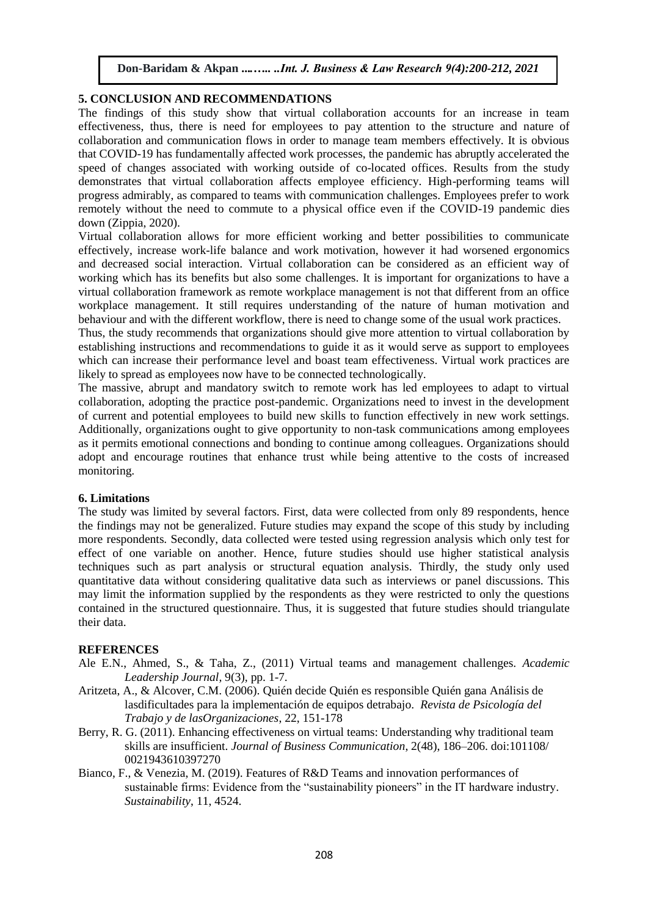## 5. CONCLUSION AND RECOMMENDATIONS

The findings of this study show that virtual collaboration accounts for an increase in team effectiveness, thus, there is need for employees to pay attention to the structure and nature of collaboration and communication flows in order to manage team members effectively. It is obvious that COVID-19 has fundamentally affected work processes, the pandemic has abruptly accelerated the speed of changes associated with working outside of co-located offices. Results from the study demonstrates that virtual collaboration affects employee efficiency. High-performing teams will progress admirably, as compared to teams with communication challenges. Employees prefer to work remotely without the need to commute to a physical office even if the COVID-19 pandemic dies down (Zippia, 2020).

Virtual collaboration allows for more efficient working and better possibilities to communicate effectively, increase work-life balance and work motivation, however it had worsened ergonomics and decreased social interaction. Virtual collaboration can be considered as an efficient way of working which has its benefits but also some challenges. It is important for organizations to have a virtual collaboration framework as remote workplace management is not that different from an office workplace management. It still requires understanding of the nature of human motivation and behaviour and with the different workflow, there is need to change some of the usual work practices.

Thus, the study recommends that organizations should give more attention to virtual collaboration by establishing instructions and recommendations to guide it as it would serve as support to employees which can increase their performance level and boast team effectiveness. Virtual work practices are likely to spread as employees now have to be connected technologically.

The massive, abrupt and mandatory switch to remote work has led employees to adapt to virtual collaboration, adopting the practice post-pandemic. Organizations need to invest in the development of current and potential employees to build new skills to function effectively in new work settings. Additionally, organizations ought to give opportunity to non-task communications among employees as it permits emotional connections and bonding to continue among colleagues. Organizations should adopt and encourage routines that enhance trust while being attentive to the costs of increased monitoring.

## 6. Limitations

The study was limited by several factors. First, data were collected from only 89 respondents, hence the findings may not be generalized. Future studies may expand the scope of this study by including more respondents. Secondly, data collected were tested using regression analysis which only test for effect of one variable on another. Hence, future studies should use higher statistical analysis techniques such as part analysis or structural equation analysis. Thirdly, the study only used quantitative data without considering qualitative data such as interviews or panel discussions. This may limit the information supplied by the respondents as they were restricted to only the questions contained in the structured questionnaire. Thus, it is suggested that future studies should triangulate their data.

## REFERENCES

Ale E.N., Ahmed, S., & Taha, Z., (2011) Virtual teams and management challenges. *Academic Leadership Journal*, 9(3), pp. 1-7.

Aritzeta, A., & Alcover, C.M. (2006). Quién decide Quién es responsible Quién gana Análisis de lasdificultades para la implementación de equipos detrabajo. *Revista de Psicología del Trabajo y de lasOrganizaciones*, 22, 151-178

Berry, R. G. (2011). Enhancing effectiveness on virtual teams: Understanding why traditional team skills are insufficient. *Journal of Business Communication*, 2(48), 186–206. doi:101108/ 0021943610397270

Bianco, F., & Venezia, M. (2019). Features of R&D Teams and innovation performances of sustainable firms: Evidence from the "sustainability pioneers" in the IT hardware industry. *Sustainability*, 11, 4524.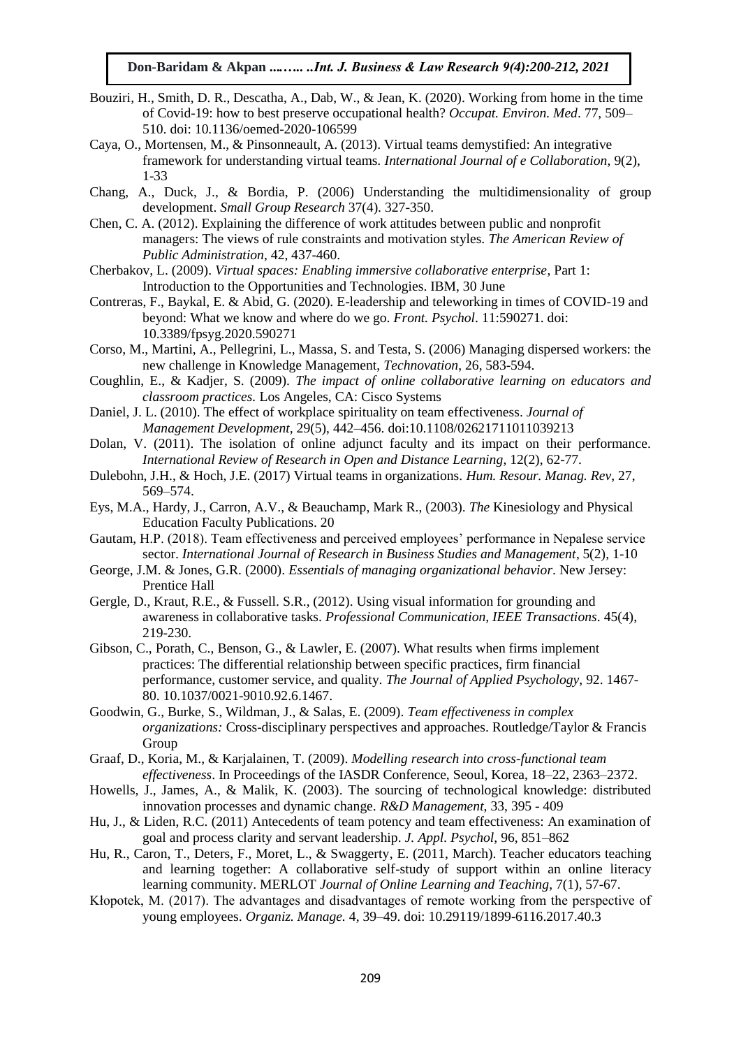Bouziri, H., Smith, D. R., Descatha, A., Dab, W., & Jean, K. (2020). Working from home in the time of Covid-19: how to best preserve occupational health? *Occupat. Environ. Med*. 77, 509–510. doi: 10.1136/oemed-2020-106599

Caya, O., Mortensen, M., & Pinsonneault, A. (2013). Virtual teams demystified: An integrative framework for understanding virtual teams. *International Journal of e Collaboration*, 9(2), 1-33

Chang, A., Duck, J., & Bordia, P. (2006) Understanding the multidimensionality of group development. *Small Group Research* 37(4). 327-350.

Chen, C. A. (2012). Explaining the difference of work attitudes between public and nonprofit managers: The views of rule constraints and motivation styles. *The American Review of Public Administration*, 42, 437-460.

Cherbakov, L. (2009). *Virtual spaces: Enabling immersive collaborative enterprise*, Part 1: Introduction to the Opportunities and Technologies. IBM, 30 June

Contreras, F., Baykal, E. & Abid, G. (2020). E-leadership and teleworking in times of COVID-19 and beyond: What we know and where do we go. *Front. Psychol*. 11:590271. doi: 10.3389/fpsyg.2020.590271

Corso, M., Martini, A., Pellegrini, L., Massa, S. and Testa, S. (2006) Managing dispersed workers: the new challenge in Knowledge Management, *Technovation*, 26, 583-594.

Coughlin, E., & Kadjer, S. (2009). *The impact of online collaborative learning on educators and classroom practices.* Los Angeles, CA: Cisco Systems

Daniel, J. L. (2010). The effect of workplace spirituality on team effectiveness. *Journal of Management Development*, 29(5), 442–456. doi:10.1108/02621711011039213

Dolan, V. (2011). The isolation of online adjunct faculty and its impact on their performance. *International Review of Research in Open and Distance Learning*, 12(2), 62-77.

Dulebohn, J.H., & Hoch, J.E. (2017) Virtual teams in organizations. *Hum. Resour. Manag. Rev*, 27, 569–574.

Eys, M.A., Hardy, J., Carron, A.V., & Beauchamp, Mark R., (2003). *The* Kinesiology and Physical Education Faculty Publications. 20

Gautam, H.P. (2018). Team effectiveness and perceived employees' performance in Nepalese service sector. *International Journal of Research in Business Studies and Management*, 5(2), 1-10

George, J.M. & Jones, G.R. (2000). *Essentials of managing organizational behavior*. New Jersey: Prentice Hall

Gergle, D., Kraut, R.E., & Fussell. S.R., (2012). Using visual information for grounding and awareness in collaborative tasks. *Professional Communication, IEEE Transactions*. 45(4), 219-230.

Gibson, C., Porath, C., Benson, G., & Lawler, E. (2007). What results when firms implement practices: The differential relationship between specific practices, firm financial performance, customer service, and quality. *The Journal of Applied Psychology*, 92. 1467-80. 10.1037/0021-9010.92.6.1467.

Goodwin, G., Burke, S., Wildman, J., & Salas, E. (2009). *Team effectiveness in complex organizations:* Cross-disciplinary perspectives and approaches. Routledge/Taylor & Francis Group

Graaf, D., Koria, M., & Karjalainen, T. (2009). *Modelling research into cross-functional team effectiveness*. In Proceedings of the IASDR Conference, Seoul, Korea, 18–22, 2363–2372.

Howells, J., James, A., & Malik, K. (2003). The sourcing of technological knowledge: distributed innovation processes and dynamic change. *R&D Management*, 33, 395 - 409

Hu, J., & Liden, R.C. (2011) Antecedents of team potency and team effectiveness: An examination of goal and process clarity and servant leadership. *J. Appl. Psychol*, 96, 851–862

Hu, R., Caron, T., Deters, F., Moret, L., & Swaggerty, E. (2011, March). Teacher educators teaching and learning together: A collaborative self-study of support within an online literacy learning community. MERLOT *Journal of Online Learning and Teaching*, 7(1), 57-67.

Kłopotek, M. (2017). The advantages and disadvantages of remote working from the perspective of young employees. *Organiz. Manage.* 4, 39–49. doi: 10.29119/1899-6116.2017.40.3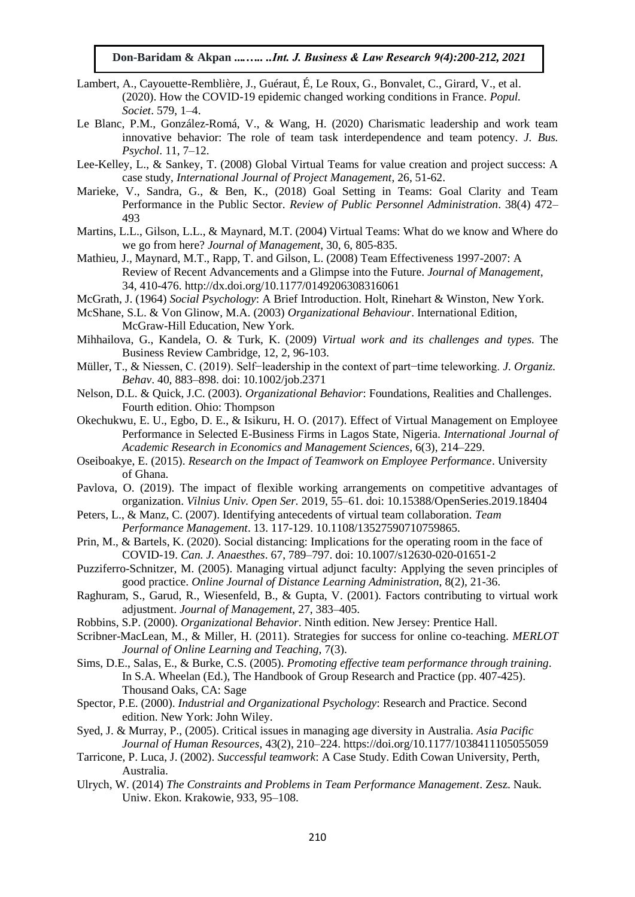Lambert, A., Cayouette-Remblière, J., Guéraut, É, Le Roux, G., Bonvalet, C., Girard, V., et al. (2020). How the COVID-19 epidemic changed working conditions in France. *Popul. Societ*. 579, 1–4.

Le Blanc, P.M., González-Romá, V., & Wang, H. (2020) Charismatic leadership and work team innovative behavior: The role of team task interdependence and team potency. *J. Bus. Psychol*. 11, 7–12.

Lee-Kelley, L., & Sankey, T. (2008) Global Virtual Teams for value creation and project success: A case study, *International Journal of Project Management*, 26, 51-62.

Marieke, V., Sandra, G., & Ben, K., (2018) Goal Setting in Teams: Goal Clarity and Team Performance in the Public Sector. *Review of Public Personnel Administration*. 38(4) 472–493

Martins, L.L., Gilson, L.L., & Maynard, M.T. (2004) Virtual Teams: What do we know and Where do we go from here? *Journal of Management*, 30, 6, 805-835.

Mathieu, J., Maynard, M.T., Rapp, T. and Gilson, L. (2008) Team Effectiveness 1997-2007: A Review of Recent Advancements and a Glimpse into the Future. *Journal of Management*, 34, 410-476. http://dx.doi.org/10.1177/0149206308316061

McGrath, J. (1964) *Social Psychology*: A Brief Introduction. Holt, Rinehart & Winston, New York.

McShane, S.L. & Von Glinow, M.A. (2003) *Organizational Behaviour*. International Edition, McGraw-Hill Education, New York.

Mihhailova, G., Kandela, O. & Turk, K. (2009) *Virtual work and its challenges and types.* The Business Review Cambridge, 12, 2, 96-103.

Müller, T., & Niessen, C. (2019). Self−leadership in the context of part−time teleworking. *J. Organiz. Behav*. 40, 883–898. doi: 10.1002/job.2371

Nelson, D.L. & Quick, J.C. (2003). *Organizational Behavior*: Foundations, Realities and Challenges. Fourth edition. Ohio: Thompson

Okechukwu, E. U., Egbo, D. E., & Isikuru, H. O. (2017). Effect of Virtual Management on Employee Performance in Selected E-Business Firms in Lagos State, Nigeria. *International Journal of Academic Research in Economics and Management Sciences*, 6(3), 214–229.

Oseiboakye, E. (2015). *Research on the Impact of Teamwork on Employee Performance*. University of Ghana.

Pavlova, O. (2019). The impact of flexible working arrangements on competitive advantages of organization. *Vilnius Univ. Open Ser.* 2019, 55–61. doi: 10.15388/OpenSeries.2019.18404

Peters, L., & Manz, C. (2007). Identifying antecedents of virtual team collaboration. *Team Performance Management*. 13. 117-129. 10.1108/13527590710759865.

Prin, M., & Bartels, K. (2020). Social distancing: Implications for the operating room in the face of COVID-19. *Can. J. Anaesthes*. 67, 789–797. doi: 10.1007/s12630-020-01651-2

Puzziferro-Schnitzer, M. (2005). Managing virtual adjunct faculty: Applying the seven principles of good practice. *Online Journal of Distance Learning Administration*, 8(2), 21-36.

Raghuram, S., Garud, R., Wiesenfeld, B., & Gupta, V. (2001). Factors contributing to virtual work adjustment. *Journal of Management,* 27, 383–405.

Robbins, S.P. (2000). *Organizational Behavior*. Ninth edition. New Jersey: Prentice Hall.

Scribner-MacLean, M., & Miller, H. (2011). Strategies for success for online co-teaching. *MERLOT Journal of Online Learning and Teaching*, 7(3).

Sims, D.E., Salas, E., & Burke, C.S. (2005). *Promoting effective team performance through training*. In S.A. Wheelan (Ed.), The Handbook of Group Research and Practice (pp. 407-425). Thousand Oaks, CA: Sage

Spector, P.E. (2000). *Industrial and Organizational Psychology*: Research and Practice. Second edition. New York: John Wiley.

Syed, J. & Murray, P., (2005). Critical issues in managing age diversity in Australia. *Asia Pacific Journal of Human Resources*, 43(2), 210–224. https://doi.org/10.1177/1038411105055059

Tarricone, P. Luca, J. (2002). *Successful teamwork*: A Case Study. Edith Cowan University, Perth, Australia.

Ulrych, W. (2014) *The Constraints and Problems in Team Performance Management*. Zesz. Nauk. Uniw. Ekon. Krakowie, 933, 95–108.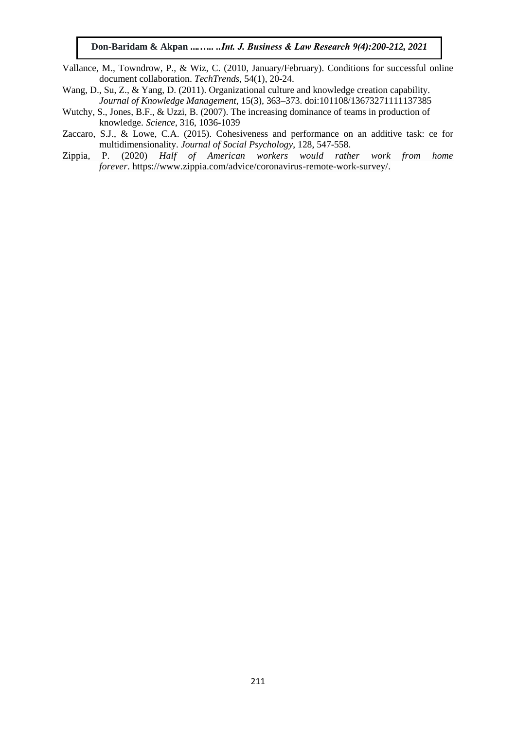Vallance, M., Towndrow, P., & Wiz, C. (2010, January/February). Conditions for successful online document collaboration. *TechTrends*, 54(1), 20-24.

Wang, D., Su, Z., & Yang, D. (2011). Organizational culture and knowledge creation capability. *Journal of Knowledge Management*, 15(3), 363–373. doi:101108/13673271111137385

Wutchy, S., Jones, B.F., & Uzzi, B. (2007). The increasing dominance of teams in production of knowledge. *Science*, 316, 1036-1039

Zaccaro, S.J., & Lowe, C.A. (2015). Cohesiveness and performance on an additive task: ce for multidimensionality. *Journal of Social Psychology*, 128, 547-558.

Zippia, P. (2020) *Half of American workers would rather work from home forever*. https://www.zippia.com/advice/coronavirus-remote-work-survey/.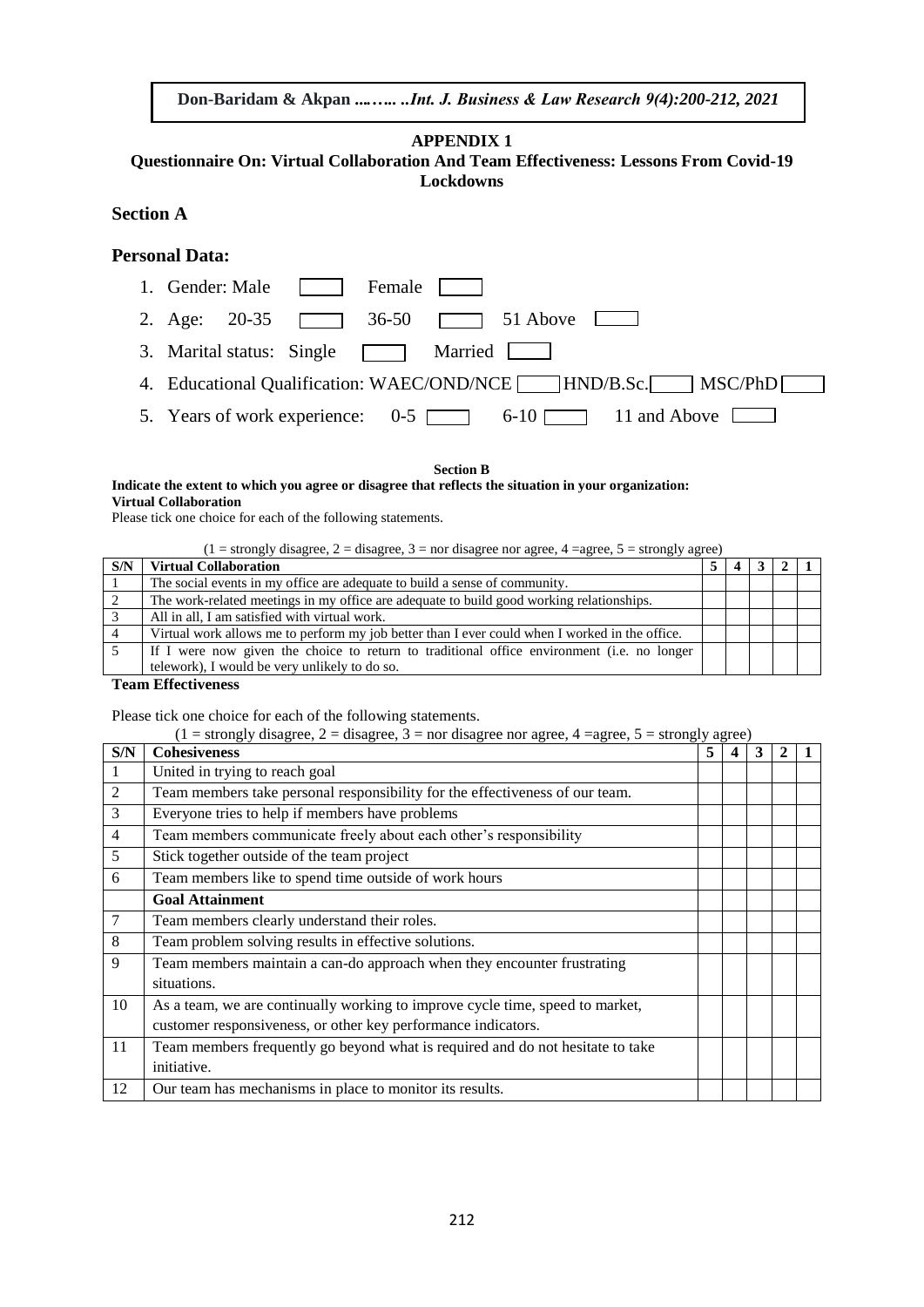## APPENDIX 1

### Questionnaire On: Virtual Collaboration And Team Effectiveness: Lessons From Covid-19 Lockdowns

## Section A

### Personal Data:

1. Gender: Male [ ] Female [ ]
2. Age: 20-35 [ ] 36-50 [ ] 51 Above [ ]
3. Marital status: Single [ ] Married [ ]
4. Educational Qualification: WAEC/OND/NCE [ ] HND/B.Sc. [ ] MSC/PhD [ ]
5. Years of work experience: 0-5 [ ] 6-10 [ ] 11 and Above [ ]

## Section B

**Indicate the extent to which you agree or disagree that reflects the situation in your organization:**

**Virtual Collaboration**

Please tick one choice for each of the following statements.

(1 = strongly disagree, 2 = disagree, 3 = nor disagree nor agree, 4 =agree, 5 = strongly agree)

| S/N | Virtual Collaboration | 5 | 4 | 3 | 2 | 1 |
|---|---|---|---|---|---|---|
| 1 | The social events in my office are adequate to build a sense of community. | | | | | |
| 2 | The work-related meetings in my office are adequate to build good working relationships. | | | | | |
| 3 | All in all, I am satisfied with virtual work. | | | | | |
| 4 | Virtual work allows me to perform my job better than I ever could when I worked in the office. | | | | | |
| 5 | If I were now given the choice to return to traditional office environment (i.e. no longer telework), I would be very unlikely to do so. | | | | | |

**Team Effectiveness**

Please tick one choice for each of the following statements.

(1 = strongly disagree, 2 = disagree, 3 = nor disagree nor agree, 4 =agree, 5 = strongly agree)

| S/N | Cohesiveness | 5 | 4 | 3 | 2 | 1 |
|---|---|---|---|---|---|---|
| 1 | United in trying to reach goal | | | | | |
| 2 | Team members take personal responsibility for the effectiveness of our team. | | | | | |
| 3 | Everyone tries to help if members have problems | | | | | |
| 4 | Team members communicate freely about each other's responsibility | | | | | |
| 5 | Stick together outside of the team project | | | | | |
| 6 | Team members like to spend time outside of work hours | | | | | |
| | **Goal Attainment** | | | | | |
| 7 | Team members clearly understand their roles. | | | | | |
| 8 | Team problem solving results in effective solutions. | | | | | |
| 9 | Team members maintain a can-do approach when they encounter frustrating situations. | | | | | |
| 10 | As a team, we are continually working to improve cycle time, speed to market, customer responsiveness, or other key performance indicators. | | | | | |
| 11 | Team members frequently go beyond what is required and do not hesitate to take initiative. | | | | | |
| 12 | Our team has mechanisms in place to monitor its results. | | | | | |